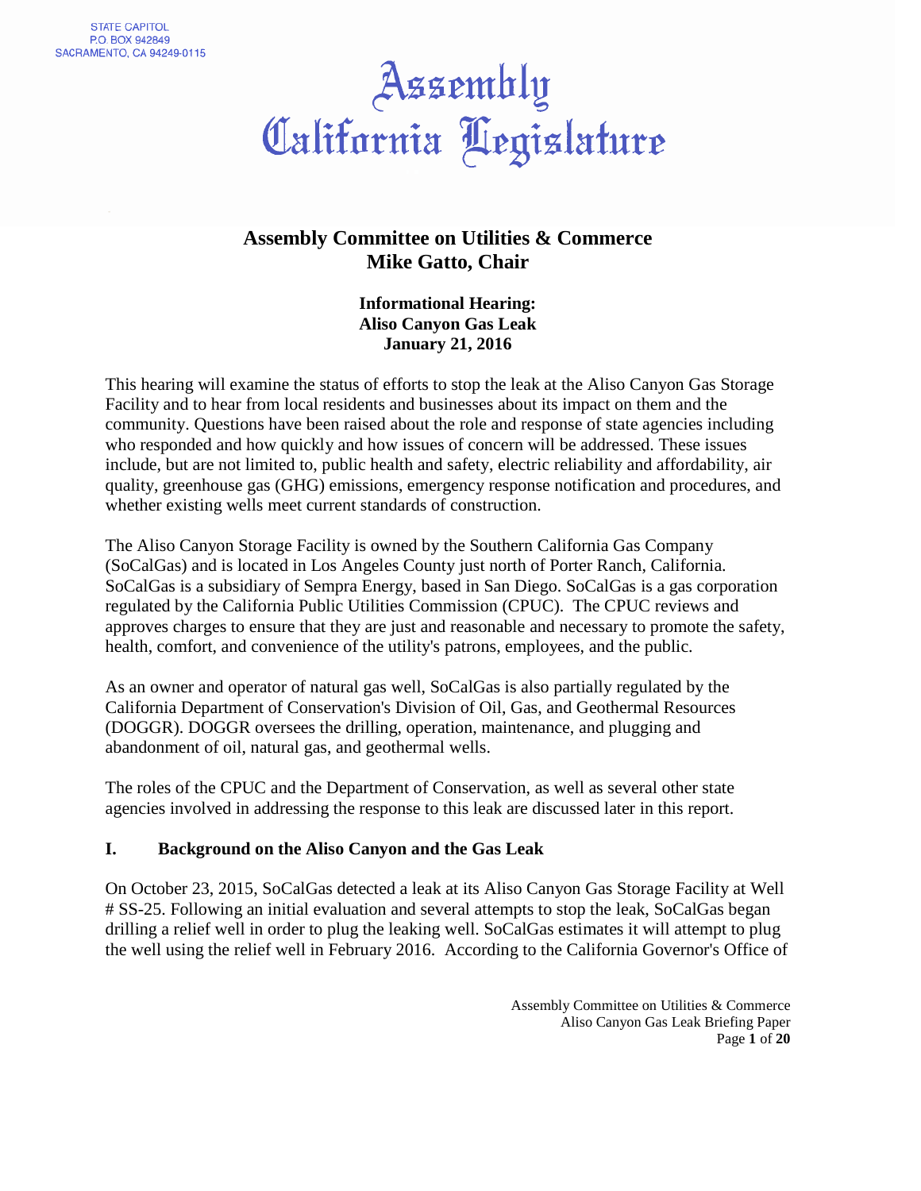STATE CAPITOL
P.O. BOX 942849
SACRAMENTO, CA 94249-0115

# Assembly
# California Legislature

## Assembly Committee on Utilities & Commerce
## Mike Gatto, Chair

**Informational Hearing:**
**Aliso Canyon Gas Leak**
**January 21, 2016**

This hearing will examine the status of efforts to stop the leak at the Aliso Canyon Gas Storage Facility and to hear from local residents and businesses about its impact on them and the community. Questions have been raised about the role and response of state agencies including who responded and how quickly and how issues of concern will be addressed. These issues include, but are not limited to, public health and safety, electric reliability and affordability, air quality, greenhouse gas (GHG) emissions, emergency response notification and procedures, and whether existing wells meet current standards of construction.

The Aliso Canyon Storage Facility is owned by the Southern California Gas Company (SoCalGas) and is located in Los Angeles County just north of Porter Ranch, California. SoCalGas is a subsidiary of Sempra Energy, based in San Diego. SoCalGas is a gas corporation regulated by the California Public Utilities Commission (CPUC). The CPUC reviews and approves charges to ensure that they are just and reasonable and necessary to promote the safety, health, comfort, and convenience of the utility's patrons, employees, and the public.

As an owner and operator of natural gas well, SoCalGas is also partially regulated by the California Department of Conservation's Division of Oil, Gas, and Geothermal Resources (DOGGR). DOGGR oversees the drilling, operation, maintenance, and plugging and abandonment of oil, natural gas, and geothermal wells.

The roles of the CPUC and the Department of Conservation, as well as several other state agencies involved in addressing the response to this leak are discussed later in this report.

### I. Background on the Aliso Canyon and the Gas Leak

On October 23, 2015, SoCalGas detected a leak at its Aliso Canyon Gas Storage Facility at Well # SS-25. Following an initial evaluation and several attempts to stop the leak, SoCalGas began drilling a relief well in order to plug the leaking well. SoCalGas estimates it will attempt to plug the well using the relief well in February 2016. According to the California Governor's Office of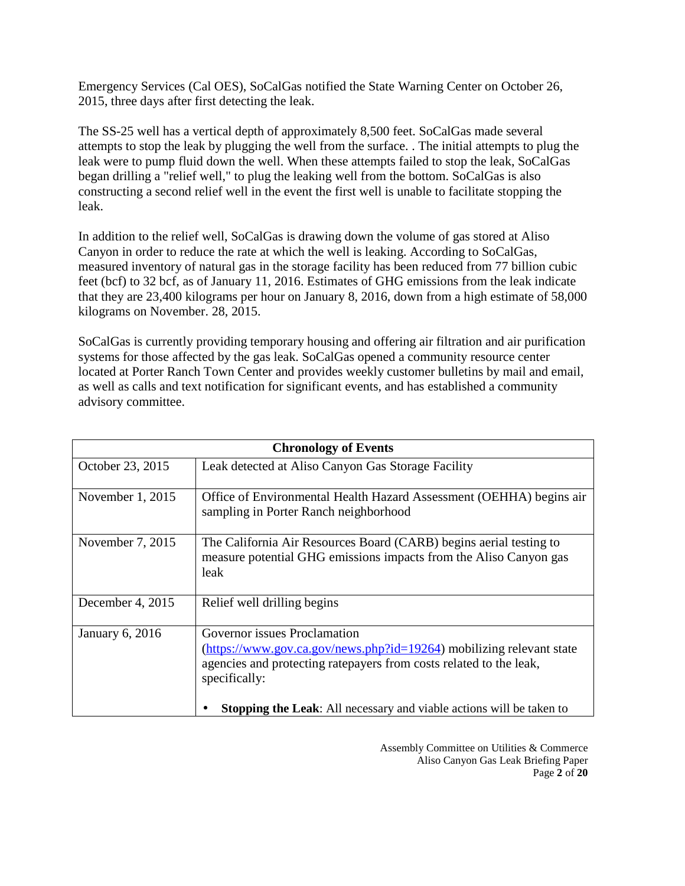Emergency Services (Cal OES), SoCalGas notified the State Warning Center on October 26, 2015, three days after first detecting the leak.

The SS-25 well has a vertical depth of approximately 8,500 feet. SoCalGas made several attempts to stop the leak by plugging the well from the surface. . The initial attempts to plug the leak were to pump fluid down the well. When these attempts failed to stop the leak, SoCalGas began drilling a "relief well," to plug the leaking well from the bottom. SoCalGas is also constructing a second relief well in the event the first well is unable to facilitate stopping the leak.

In addition to the relief well, SoCalGas is drawing down the volume of gas stored at Aliso Canyon in order to reduce the rate at which the well is leaking. According to SoCalGas, measured inventory of natural gas in the storage facility has been reduced from 77 billion cubic feet (bcf) to 32 bcf, as of January 11, 2016. Estimates of GHG emissions from the leak indicate that they are 23,400 kilograms per hour on January 8, 2016, down from a high estimate of 58,000 kilograms on November. 28, 2015.

SoCalGas is currently providing temporary housing and offering air filtration and air purification systems for those affected by the gas leak. SoCalGas opened a community resource center located at Porter Ranch Town Center and provides weekly customer bulletins by mail and email, as well as calls and text notification for significant events, and has established a community advisory committee.

| **Chronology of Events** | |
|---|---|
| October 23, 2015 | Leak detected at Aliso Canyon Gas Storage Facility |
| November 1, 2015 | Office of Environmental Health Hazard Assessment (OEHHA) begins air sampling in Porter Ranch neighborhood |
| November 7, 2015 | The California Air Resources Board (CARB) begins aerial testing to measure potential GHG emissions impacts from the Aliso Canyon gas leak |
| December 4, 2015 | Relief well drilling begins |
| January 6, 2016 | Governor issues Proclamation (https://www.gov.ca.gov/news.php?id=19264) mobilizing relevant state agencies and protecting ratepayers from costs related to the leak, specifically:<br><br>• **Stopping the Leak**: All necessary and viable actions will be taken to |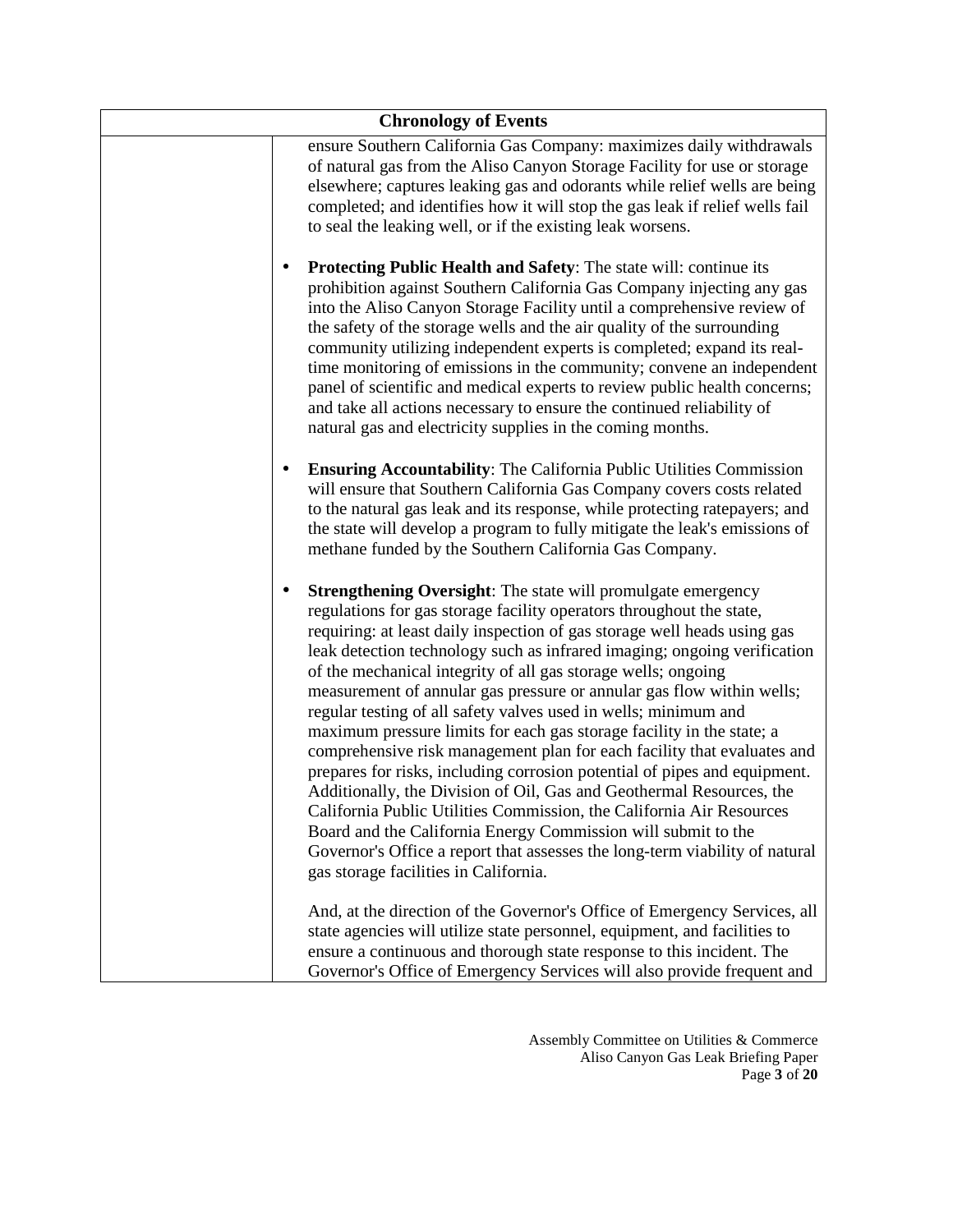| Chronology of Events | |
|---|---|
| | ensure Southern California Gas Company: maximizes daily withdrawals of natural gas from the Aliso Canyon Storage Facility for use or storage elsewhere; captures leaking gas and odorants while relief wells are being completed; and identifies how it will stop the gas leak if relief wells fail to seal the leaking well, or if the existing leak worsens.<br><br>• **Protecting Public Health and Safety**: The state will: continue its prohibition against Southern California Gas Company injecting any gas into the Aliso Canyon Storage Facility until a comprehensive review of the safety of the storage wells and the air quality of the surrounding community utilizing independent experts is completed; expand its real-time monitoring of emissions in the community; convene an independent panel of scientific and medical experts to review public health concerns; and take all actions necessary to ensure the continued reliability of natural gas and electricity supplies in the coming months.<br><br>• **Ensuring Accountability**: The California Public Utilities Commission will ensure that Southern California Gas Company covers costs related to the natural gas leak and its response, while protecting ratepayers; and the state will develop a program to fully mitigate the leak's emissions of methane funded by the Southern California Gas Company.<br><br>• **Strengthening Oversight**: The state will promulgate emergency regulations for gas storage facility operators throughout the state, requiring: at least daily inspection of gas storage well heads using gas leak detection technology such as infrared imaging; ongoing verification of the mechanical integrity of all gas storage wells; ongoing measurement of annular gas pressure or annular gas flow within wells; regular testing of all safety valves used in wells; minimum and maximum pressure limits for each gas storage facility in the state; a comprehensive risk management plan for each facility that evaluates and prepares for risks, including corrosion potential of pipes and equipment. Additionally, the Division of Oil, Gas and Geothermal Resources, the California Public Utilities Commission, the California Air Resources Board and the California Energy Commission will submit to the Governor's Office a report that assesses the long-term viability of natural gas storage facilities in California.<br><br>And, at the direction of the Governor's Office of Emergency Services, all state agencies will utilize state personnel, equipment, and facilities to ensure a continuous and thorough state response to this incident. The Governor's Office of Emergency Services will also provide frequent and |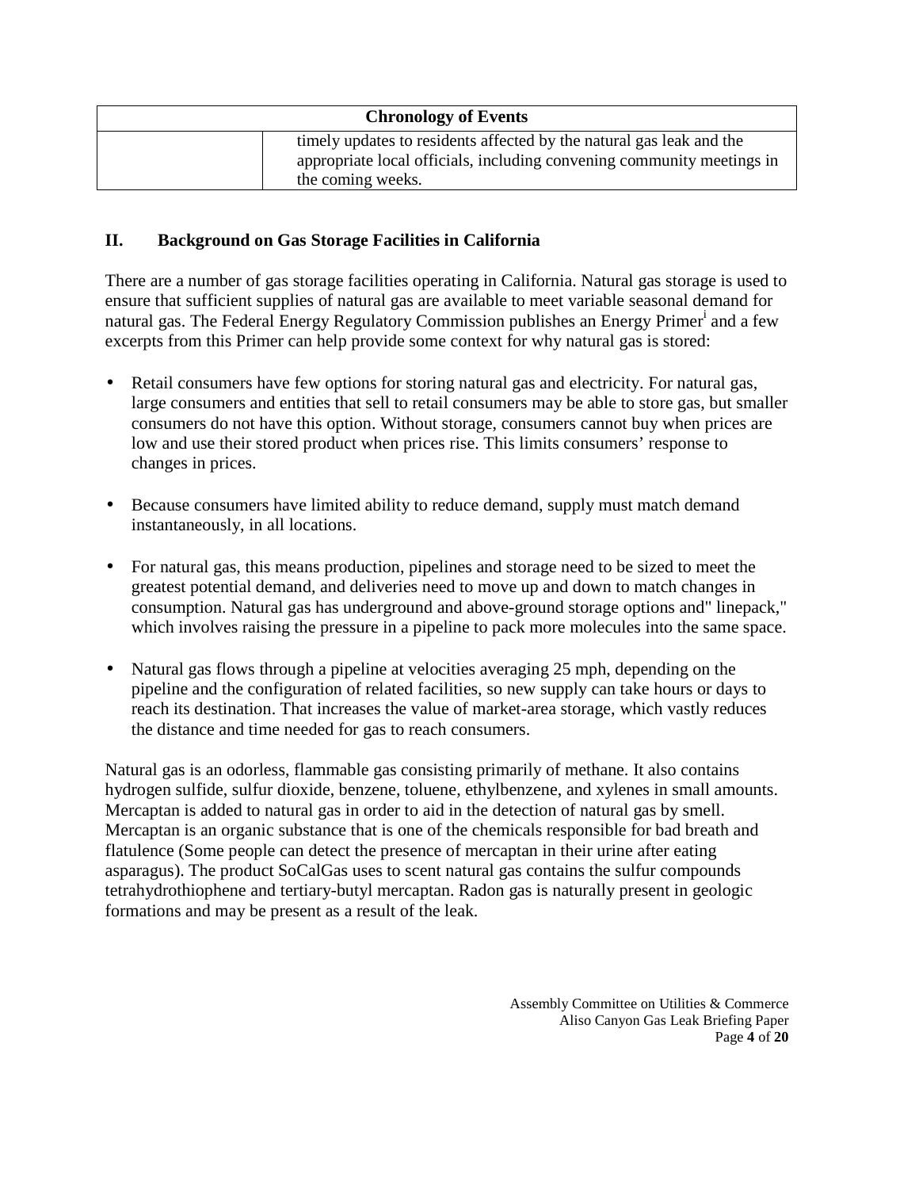| Chronology of Events | |
|---|---|
| | timely updates to residents affected by the natural gas leak and the appropriate local officials, including convening community meetings in the coming weeks. |

## II. Background on Gas Storage Facilities in California

There are a number of gas storage facilities operating in California. Natural gas storage is used to ensure that sufficient supplies of natural gas are available to meet variable seasonal demand for natural gas. The Federal Energy Regulatory Commission publishes an Energy Primer[i] and a few excerpts from this Primer can help provide some context for why natural gas is stored:

- Retail consumers have few options for storing natural gas and electricity. For natural gas, large consumers and entities that sell to retail consumers may be able to store gas, but smaller consumers do not have this option. Without storage, consumers cannot buy when prices are low and use their stored product when prices rise. This limits consumers' response to changes in prices.

- Because consumers have limited ability to reduce demand, supply must match demand instantaneously, in all locations.

- For natural gas, this means production, pipelines and storage need to be sized to meet the greatest potential demand, and deliveries need to move up and down to match changes in consumption. Natural gas has underground and above-ground storage options and" linepack," which involves raising the pressure in a pipeline to pack more molecules into the same space.

- Natural gas flows through a pipeline at velocities averaging 25 mph, depending on the pipeline and the configuration of related facilities, so new supply can take hours or days to reach its destination. That increases the value of market-area storage, which vastly reduces the distance and time needed for gas to reach consumers.

Natural gas is an odorless, flammable gas consisting primarily of methane. It also contains hydrogen sulfide, sulfur dioxide, benzene, toluene, ethylbenzene, and xylenes in small amounts. Mercaptan is added to natural gas in order to aid in the detection of natural gas by smell. Mercaptan is an organic substance that is one of the chemicals responsible for bad breath and flatulence (Some people can detect the presence of mercaptan in their urine after eating asparagus). The product SoCalGas uses to scent natural gas contains the sulfur compounds tetrahydrothiophene and tertiary-butyl mercaptan. Radon gas is naturally present in geologic formations and may be present as a result of the leak.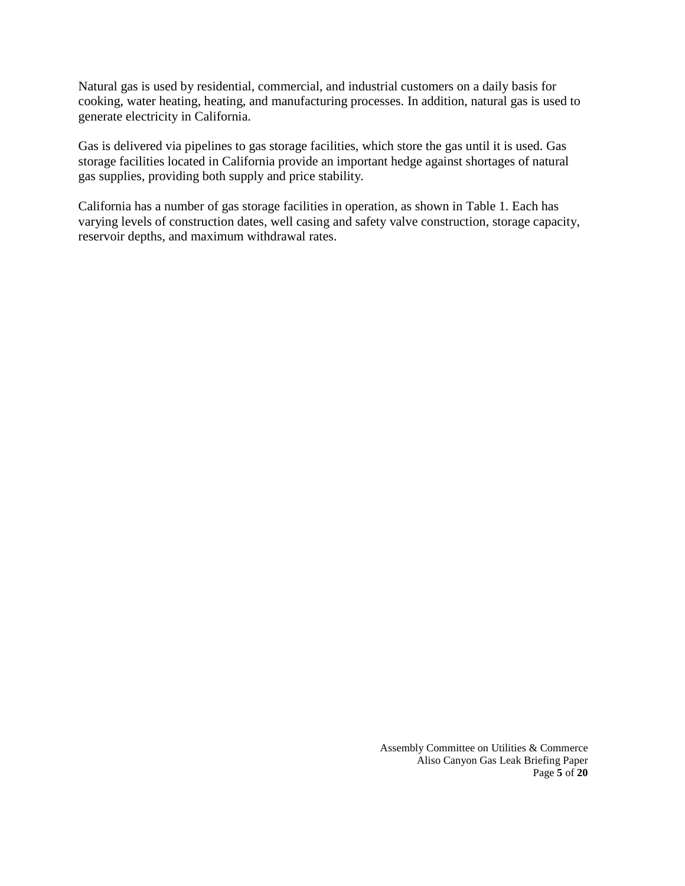Natural gas is used by residential, commercial, and industrial customers on a daily basis for cooking, water heating, heating, and manufacturing processes. In addition, natural gas is used to generate electricity in California.

Gas is delivered via pipelines to gas storage facilities, which store the gas until it is used. Gas storage facilities located in California provide an important hedge against shortages of natural gas supplies, providing both supply and price stability.

California has a number of gas storage facilities in operation, as shown in Table 1. Each has varying levels of construction dates, well casing and safety valve construction, storage capacity, reservoir depths, and maximum withdrawal rates.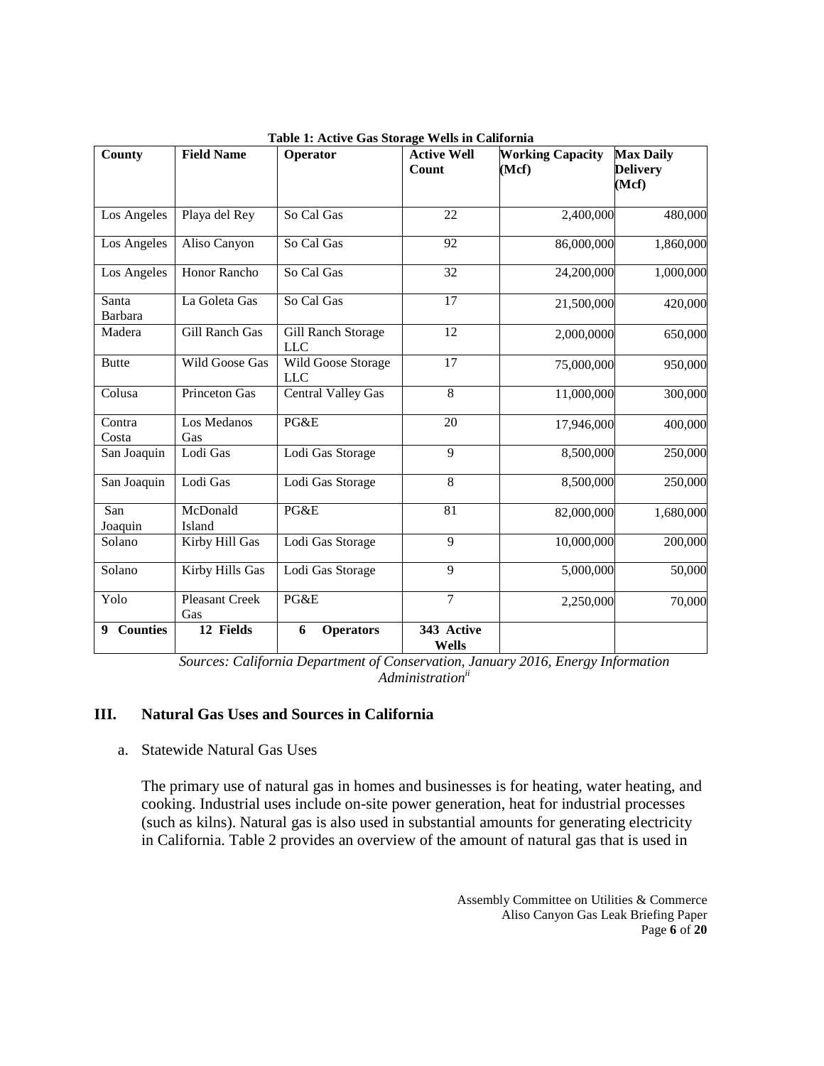**Table 1: Active Gas Storage Wells in California**

| County | Field Name | Operator | Active Well Count | Working Capacity (Mcf) | Max Daily Delivery (Mcf) |
|---|---|---|---|---|---|
| Los Angeles | Playa del Rey | So Cal Gas | 22 | 2,400,000 | 480,000 |
| Los Angeles | Aliso Canyon | So Cal Gas | 92 | 86,000,000 | 1,860,000 |
| Los Angeles | Honor Rancho | So Cal Gas | 32 | 24,200,000 | 1,000,000 |
| Santa Barbara | La Goleta Gas | So Cal Gas | 17 | 21,500,000 | 420,000 |
| Madera | Gill Ranch Gas | Gill Ranch Storage LLC | 12 | 2,000,0000 | 650,000 |
| Butte | Wild Goose Gas | Wild Goose Storage LLC | 17 | 75,000,000 | 950,000 |
| Colusa | Princeton Gas | Central Valley Gas | 8 | 11,000,000 | 300,000 |
| Contra Costa | Los Medanos Gas | PG&E | 20 | 17,946,000 | 400,000 |
| San Joaquin | Lodi Gas | Lodi Gas Storage | 9 | 8,500,000 | 250,000 |
| San Joaquin | Lodi Gas | Lodi Gas Storage | 8 | 8,500,000 | 250,000 |
| San Joaquin | McDonald Island | PG&E | 81 | 82,000,000 | 1,680,000 |
| Solano | Kirby Hill Gas | Lodi Gas Storage | 9 | 10,000,000 | 200,000 |
| Solano | Kirby Hills Gas | Lodi Gas Storage | 9 | 5,000,000 | 50,000 |
| Yolo | Pleasant Creek Gas | PG&E | 7 | 2,250,000 | 70,000 |
| **9 Counties** | **12 Fields** | **6 Operators** | **343 Active Wells** | | |

*Sources: California Department of Conservation, January 2016, Energy Information Administration[ii]*

## III. Natural Gas Uses and Sources in California

a. Statewide Natural Gas Uses

The primary use of natural gas in homes and businesses is for heating, water heating, and cooking. Industrial uses include on-site power generation, heat for industrial processes (such as kilns). Natural gas is also used in substantial amounts for generating electricity in California. Table 2 provides an overview of the amount of natural gas that is used in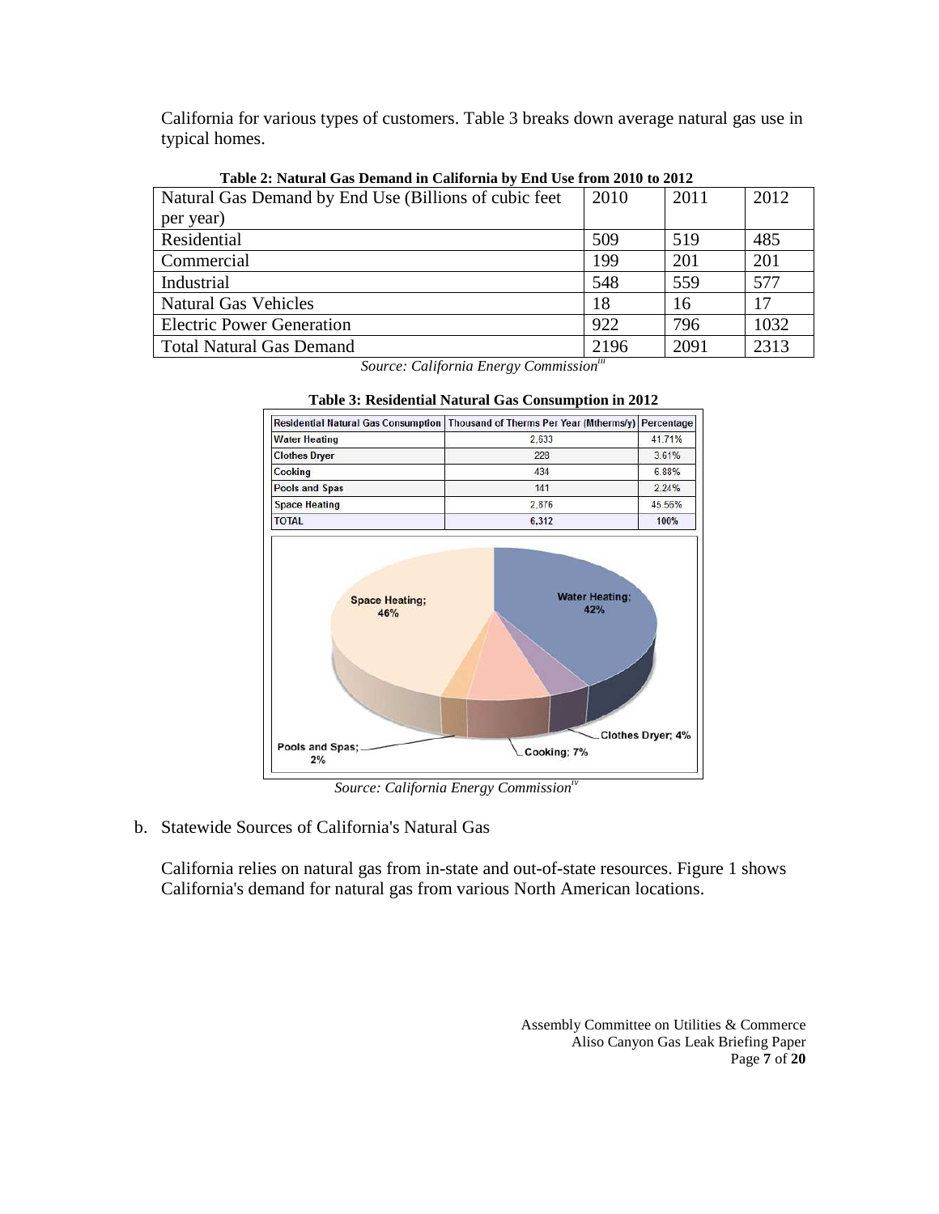California for various types of customers. Table 3 breaks down average natural gas use in typical homes.

**Table 2: Natural Gas Demand in California by End Use from 2010 to 2012**

| Natural Gas Demand by End Use (Billions of cubic feet per year) | 2010 | 2011 | 2012 |
|---|---|---|---|
| Residential | 509 | 519 | 485 |
| Commercial | 199 | 201 | 201 |
| Industrial | 548 | 559 | 577 |
| Natural Gas Vehicles | 18 | 16 | 17 |
| Electric Power Generation | 922 | 796 | 1032 |
| Total Natural Gas Demand | 2196 | 2091 | 2313 |

*Source: California Energy Commission*[iii]

**Table 3: Residential Natural Gas Consumption in 2012**

| Residential Natural Gas Consumption | Thousand of Therms Per Year (Mtherms/y) | Percentage |
|---|---|---|
| Water Heating | 2,633 | 41.71% |
| Clothes Dryer | 228 | 3.61% |
| Cooking | 434 | 6.88% |
| Pools and Spas | 141 | 2.24% |
| Space Heating | 2,876 | 45.56% |
| TOTAL | 6,312 | 100% |

Space Heating; 46%
Water Heating; 42%
Clothes Dryer; 4%
Cooking; 7%
Pools and Spas; 2%

*Source: California Energy Commission*[iv]

b. Statewide Sources of California's Natural Gas

California relies on natural gas from in-state and out-of-state resources. Figure 1 shows California's demand for natural gas from various North American locations.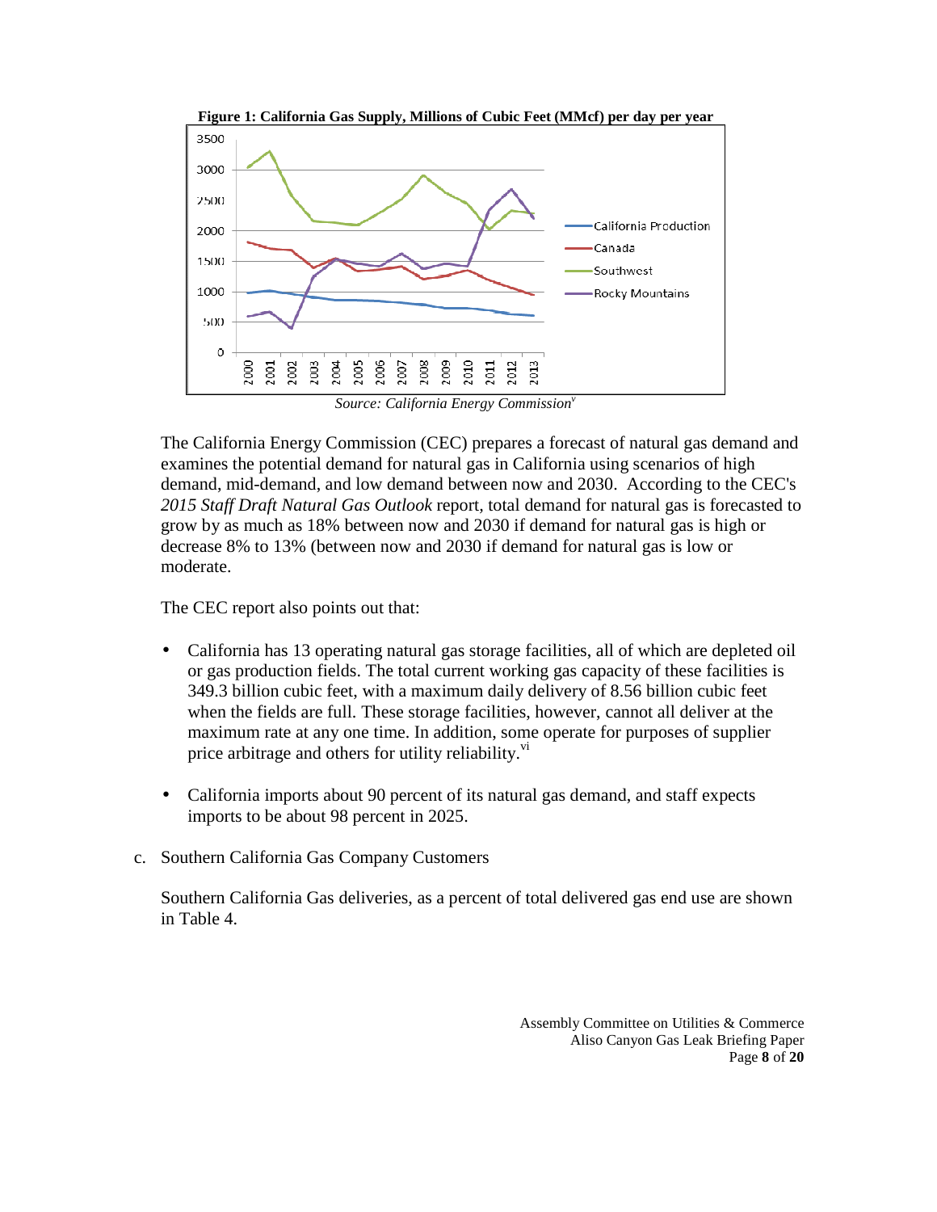**Figure 1: California Gas Supply, Millions of Cubic Feet (MMcf) per day per year**

*Source: California Energy Commission*[v]

The California Energy Commission (CEC) prepares a forecast of natural gas demand and examines the potential demand for natural gas in California using scenarios of high demand, mid-demand, and low demand between now and 2030. According to the CEC's *2015 Staff Draft Natural Gas Outlook* report, total demand for natural gas is forecasted to grow by as much as 18% between now and 2030 if demand for natural gas is high or decrease 8% to 13% (between now and 2030 if demand for natural gas is low or moderate.

The CEC report also points out that:

- California has 13 operating natural gas storage facilities, all of which are depleted oil or gas production fields. The total current working gas capacity of these facilities is 349.3 billion cubic feet, with a maximum daily delivery of 8.56 billion cubic feet when the fields are full. These storage facilities, however, cannot all deliver at the maximum rate at any one time. In addition, some operate for purposes of supplier price arbitrage and others for utility reliability.[vi]

- California imports about 90 percent of its natural gas demand, and staff expects imports to be about 98 percent in 2025.

c. Southern California Gas Company Customers

Southern California Gas deliveries, as a percent of total delivered gas end use are shown in Table 4.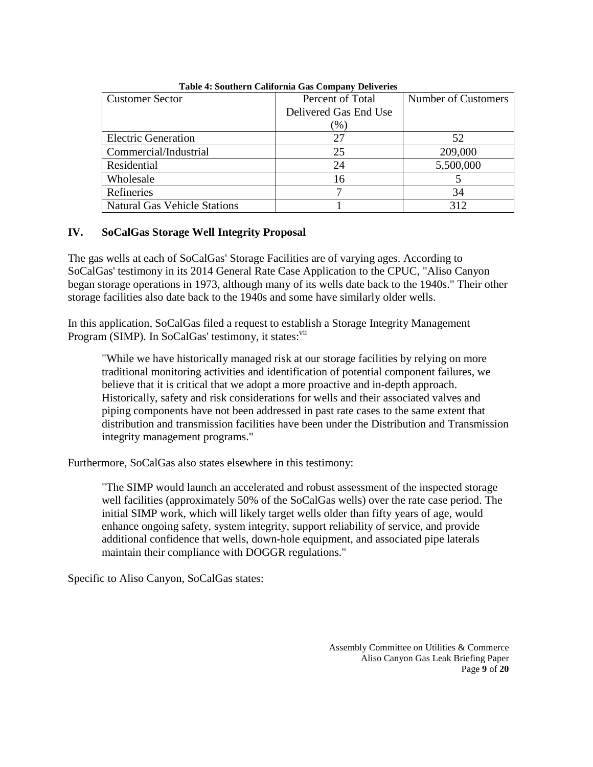**Table 4: Southern California Gas Company Deliveries**

| Customer Sector | Percent of Total Delivered Gas End Use (%) | Number of Customers |
|---|---|---|
| Electric Generation | 27 | 52 |
| Commercial/Industrial | 25 | 209,000 |
| Residential | 24 | 5,500,000 |
| Wholesale | 16 | 5 |
| Refineries | 7 | 34 |
| Natural Gas Vehicle Stations | 1 | 312 |

## IV. SoCalGas Storage Well Integrity Proposal

The gas wells at each of SoCalGas' Storage Facilities are of varying ages. According to SoCalGas' testimony in its 2014 General Rate Case Application to the CPUC, "Aliso Canyon began storage operations in 1973, although many of its wells date back to the 1940s." Their other storage facilities also date back to the 1940s and some have similarly older wells.

In this application, SoCalGas filed a request to establish a Storage Integrity Management Program (SIMP). In SoCalGas' testimony, it states:[vii]

> "While we have historically managed risk at our storage facilities by relying on more traditional monitoring activities and identification of potential component failures, we believe that it is critical that we adopt a more proactive and in-depth approach. Historically, safety and risk considerations for wells and their associated valves and piping components have not been addressed in past rate cases to the same extent that distribution and transmission facilities have been under the Distribution and Transmission integrity management programs."

Furthermore, SoCalGas also states elsewhere in this testimony:

> "The SIMP would launch an accelerated and robust assessment of the inspected storage well facilities (approximately 50% of the SoCalGas wells) over the rate case period. The initial SIMP work, which will likely target wells older than fifty years of age, would enhance ongoing safety, system integrity, support reliability of service, and provide additional confidence that wells, down-hole equipment, and associated pipe laterals maintain their compliance with DOGGR regulations."

Specific to Aliso Canyon, SoCalGas states: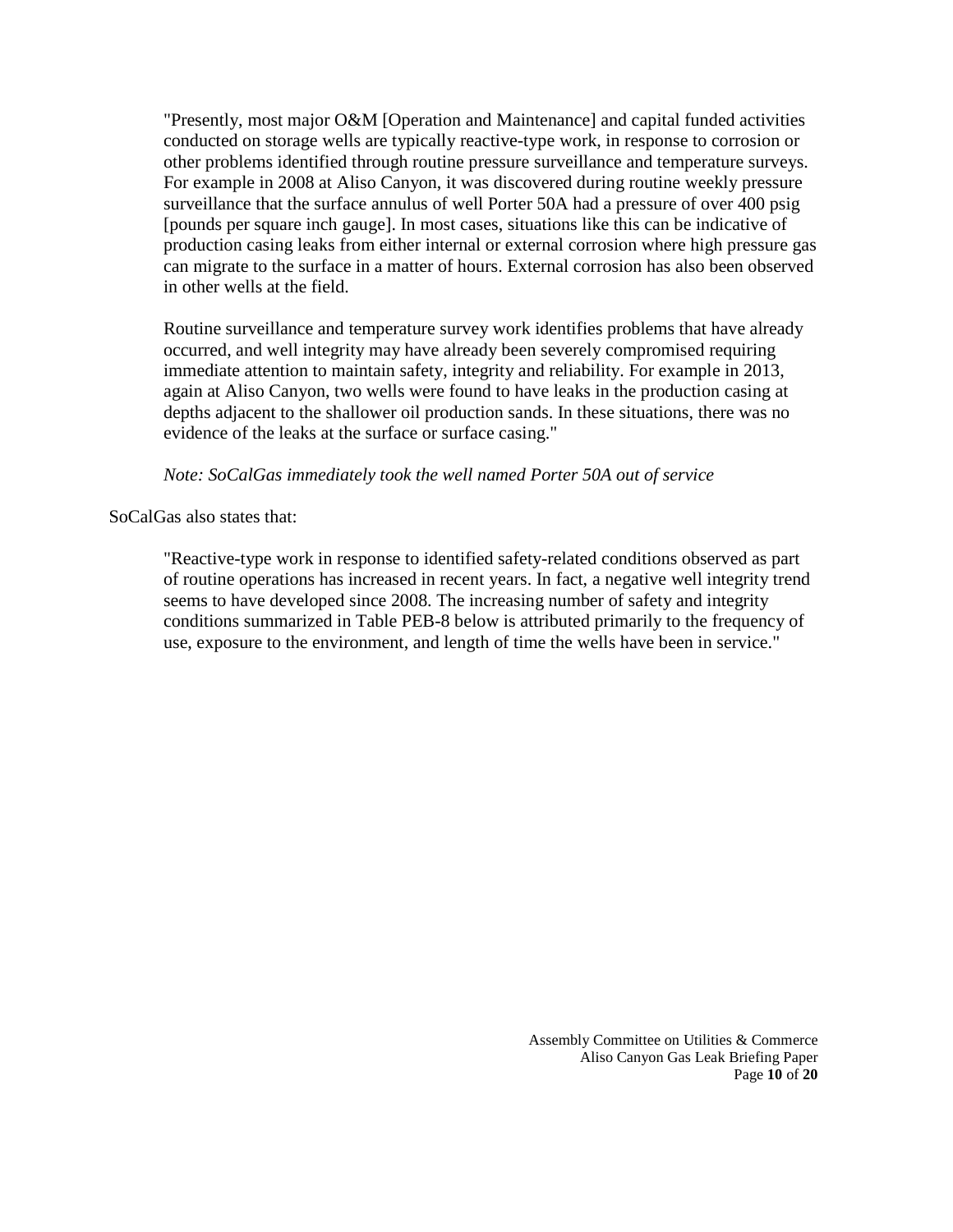> "Presently, most major O&M [Operation and Maintenance] and capital funded activities conducted on storage wells are typically reactive-type work, in response to corrosion or other problems identified through routine pressure surveillance and temperature surveys. For example in 2008 at Aliso Canyon, it was discovered during routine weekly pressure surveillance that the surface annulus of well Porter 50A had a pressure of over 400 psig [pounds per square inch gauge]. In most cases, situations like this can be indicative of production casing leaks from either internal or external corrosion where high pressure gas can migrate to the surface in a matter of hours. External corrosion has also been observed in other wells at the field.
>
> Routine surveillance and temperature survey work identifies problems that have already occurred, and well integrity may have already been severely compromised requiring immediate attention to maintain safety, integrity and reliability. For example in 2013, again at Aliso Canyon, two wells were found to have leaks in the production casing at depths adjacent to the shallower oil production sands. In these situations, there was no evidence of the leaks at the surface or surface casing."
>
> *Note: SoCalGas immediately took the well named Porter 50A out of service*

SoCalGas also states that:

> "Reactive-type work in response to identified safety-related conditions observed as part of routine operations has increased in recent years. In fact, a negative well integrity trend seems to have developed since 2008. The increasing number of safety and integrity conditions summarized in Table PEB-8 below is attributed primarily to the frequency of use, exposure to the environment, and length of time the wells have been in service."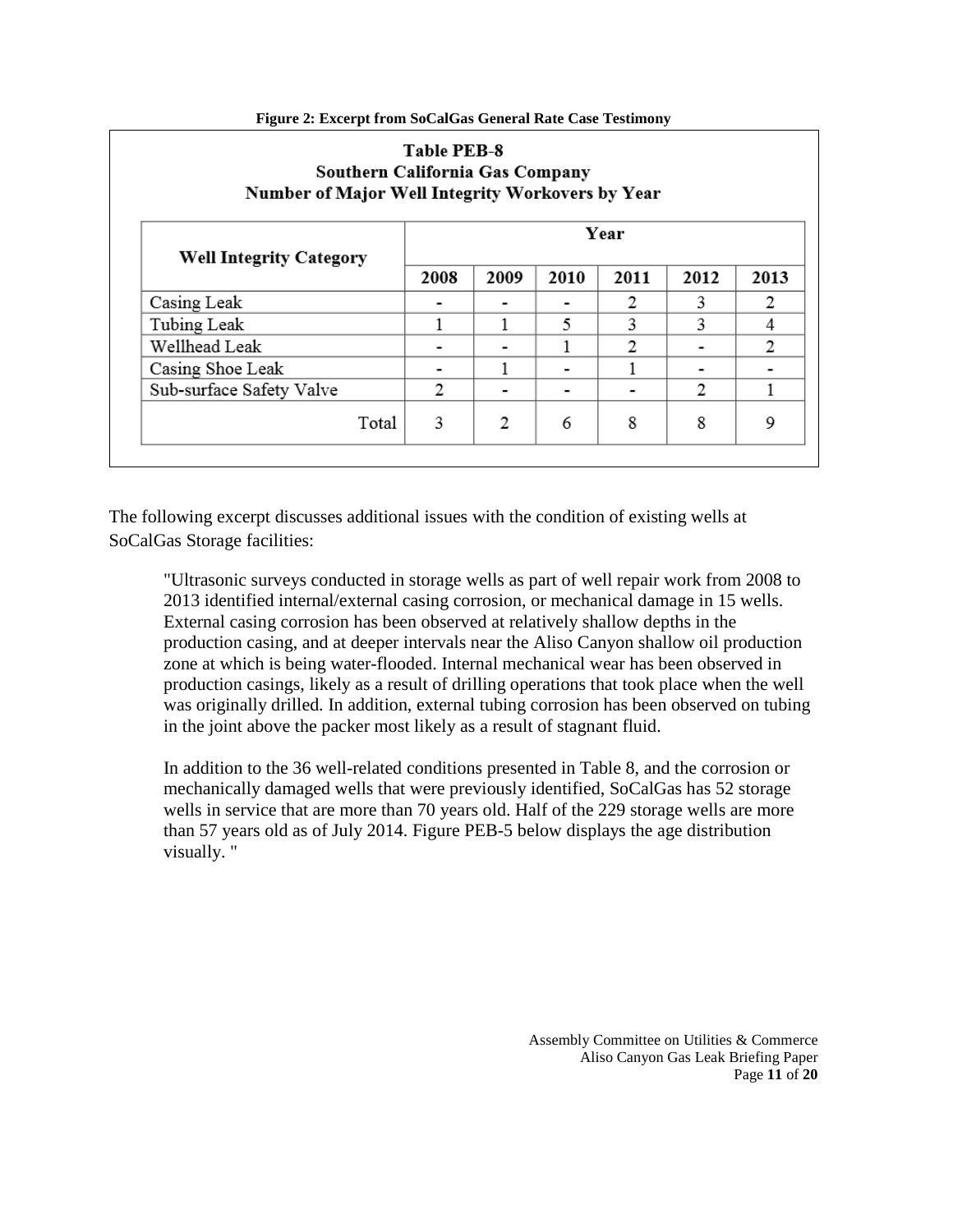**Figure 2: Excerpt from SoCalGas General Rate Case Testimony**

**Table PEB-8**
**Southern California Gas Company**
**Number of Major Well Integrity Workovers by Year**

| Well Integrity Category | Year | | | | | |
|---|---|---|---|---|---|---|
| | 2008 | 2009 | 2010 | 2011 | 2012 | 2013 |
| Casing Leak | - | - | - | 2 | 3 | 2 |
| Tubing Leak | 1 | 1 | 5 | 3 | 3 | 4 |
| Wellhead Leak | - | - | 1 | 2 | - | 2 |
| Casing Shoe Leak | - | 1 | - | 1 | - | - |
| Sub-surface Safety Valve | 2 | - | - | - | 2 | 1 |
| Total | 3 | 2 | 6 | 8 | 8 | 9 |

The following excerpt discusses additional issues with the condition of existing wells at SoCalGas Storage facilities:

> "Ultrasonic surveys conducted in storage wells as part of well repair work from 2008 to 2013 identified internal/external casing corrosion, or mechanical damage in 15 wells. External casing corrosion has been observed at relatively shallow depths in the production casing, and at deeper intervals near the Aliso Canyon shallow oil production zone at which is being water-flooded. Internal mechanical wear has been observed in production casings, likely as a result of drilling operations that took place when the well was originally drilled. In addition, external tubing corrosion has been observed on tubing in the joint above the packer most likely as a result of stagnant fluid.
>
> In addition to the 36 well-related conditions presented in Table 8, and the corrosion or mechanically damaged wells that were previously identified, SoCalGas has 52 storage wells in service that are more than 70 years old. Half of the 229 storage wells are more than 57 years old as of July 2014. Figure PEB-5 below displays the age distribution visually. "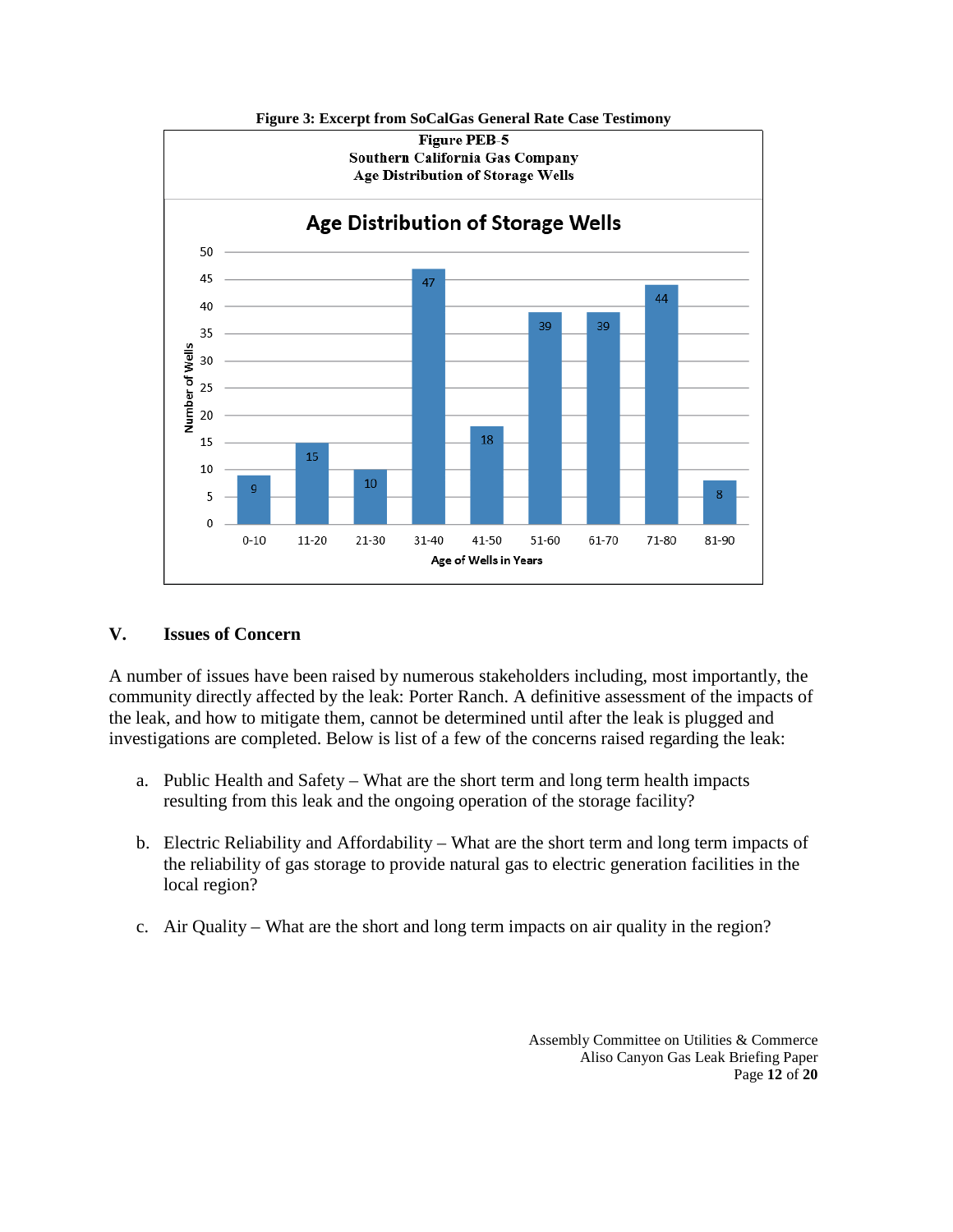**Figure 3: Excerpt from SoCalGas General Rate Case Testimony**

**Figure PEB-5**
**Southern California Gas Company**
**Age Distribution of Storage Wells**

Age Distribution of Storage Wells

| Age of Wells in Years | Number of Wells |
|---|---|
| 0-10 | 9 |
| 11-20 | 15 |
| 21-30 | 10 |
| 31-40 | 47 |
| 41-50 | 18 |
| 51-60 | 39 |
| 61-70 | 39 |
| 71-80 | 44 |
| 81-90 | 8 |

## V. Issues of Concern

A number of issues have been raised by numerous stakeholders including, most importantly, the community directly affected by the leak: Porter Ranch. A definitive assessment of the impacts of the leak, and how to mitigate them, cannot be determined until after the leak is plugged and investigations are completed. Below is list of a few of the concerns raised regarding the leak:

a. Public Health and Safety – What are the short term and long term health impacts resulting from this leak and the ongoing operation of the storage facility?

b. Electric Reliability and Affordability – What are the short term and long term impacts of the reliability of gas storage to provide natural gas to electric generation facilities in the local region?

c. Air Quality – What are the short and long term impacts on air quality in the region?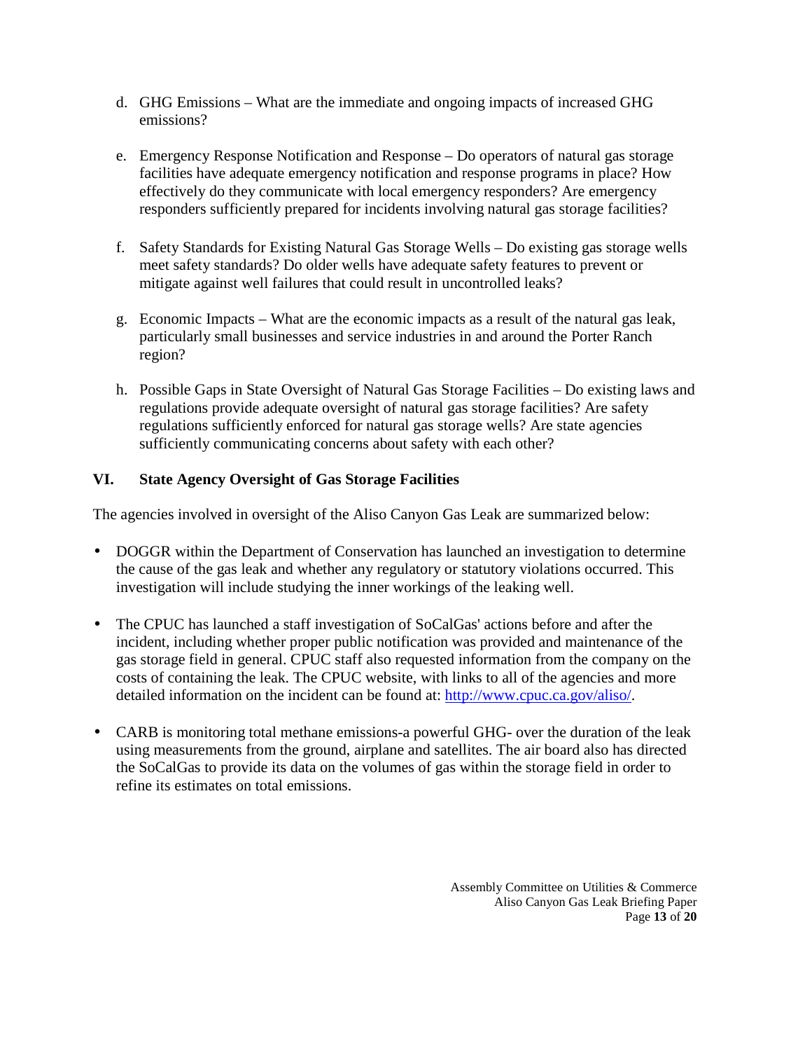d. GHG Emissions – What are the immediate and ongoing impacts of increased GHG emissions?

e. Emergency Response Notification and Response – Do operators of natural gas storage facilities have adequate emergency notification and response programs in place? How effectively do they communicate with local emergency responders? Are emergency responders sufficiently prepared for incidents involving natural gas storage facilities?

f. Safety Standards for Existing Natural Gas Storage Wells – Do existing gas storage wells meet safety standards? Do older wells have adequate safety features to prevent or mitigate against well failures that could result in uncontrolled leaks?

g. Economic Impacts – What are the economic impacts as a result of the natural gas leak, particularly small businesses and service industries in and around the Porter Ranch region?

h. Possible Gaps in State Oversight of Natural Gas Storage Facilities – Do existing laws and regulations provide adequate oversight of natural gas storage facilities? Are safety regulations sufficiently enforced for natural gas storage wells? Are state agencies sufficiently communicating concerns about safety with each other?

## VI. State Agency Oversight of Gas Storage Facilities

The agencies involved in oversight of the Aliso Canyon Gas Leak are summarized below:

- DOGGR within the Department of Conservation has launched an investigation to determine the cause of the gas leak and whether any regulatory or statutory violations occurred. This investigation will include studying the inner workings of the leaking well.

- The CPUC has launched a staff investigation of SoCalGas' actions before and after the incident, including whether proper public notification was provided and maintenance of the gas storage field in general. CPUC staff also requested information from the company on the costs of containing the leak. The CPUC website, with links to all of the agencies and more detailed information on the incident can be found at: http://www.cpuc.ca.gov/aliso/.

- CARB is monitoring total methane emissions-a powerful GHG- over the duration of the leak using measurements from the ground, airplane and satellites. The air board also has directed the SoCalGas to provide its data on the volumes of gas within the storage field in order to refine its estimates on total emissions.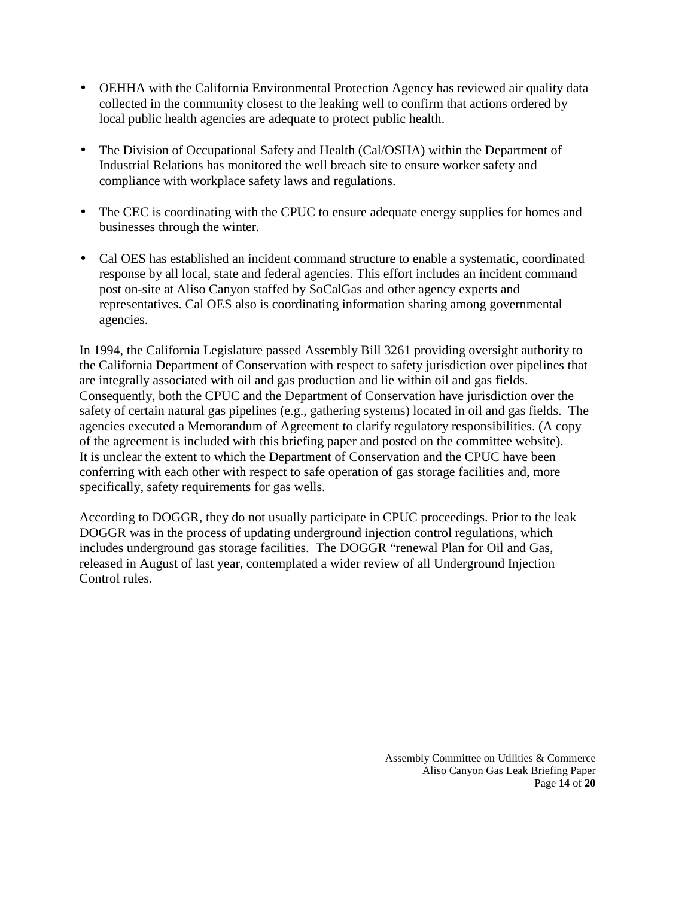- OEHHA with the California Environmental Protection Agency has reviewed air quality data collected in the community closest to the leaking well to confirm that actions ordered by local public health agencies are adequate to protect public health.

- The Division of Occupational Safety and Health (Cal/OSHA) within the Department of Industrial Relations has monitored the well breach site to ensure worker safety and compliance with workplace safety laws and regulations.

- The CEC is coordinating with the CPUC to ensure adequate energy supplies for homes and businesses through the winter.

- Cal OES has established an incident command structure to enable a systematic, coordinated response by all local, state and federal agencies. This effort includes an incident command post on-site at Aliso Canyon staffed by SoCalGas and other agency experts and representatives. Cal OES also is coordinating information sharing among governmental agencies.

In 1994, the California Legislature passed Assembly Bill 3261 providing oversight authority to the California Department of Conservation with respect to safety jurisdiction over pipelines that are integrally associated with oil and gas production and lie within oil and gas fields. Consequently, both the CPUC and the Department of Conservation have jurisdiction over the safety of certain natural gas pipelines (e.g., gathering systems) located in oil and gas fields. The agencies executed a Memorandum of Agreement to clarify regulatory responsibilities. (A copy of the agreement is included with this briefing paper and posted on the committee website). It is unclear the extent to which the Department of Conservation and the CPUC have been conferring with each other with respect to safe operation of gas storage facilities and, more specifically, safety requirements for gas wells.

According to DOGGR, they do not usually participate in CPUC proceedings. Prior to the leak DOGGR was in the process of updating underground injection control regulations, which includes underground gas storage facilities. The DOGGR "renewal Plan for Oil and Gas, released in August of last year, contemplated a wider review of all Underground Injection Control rules.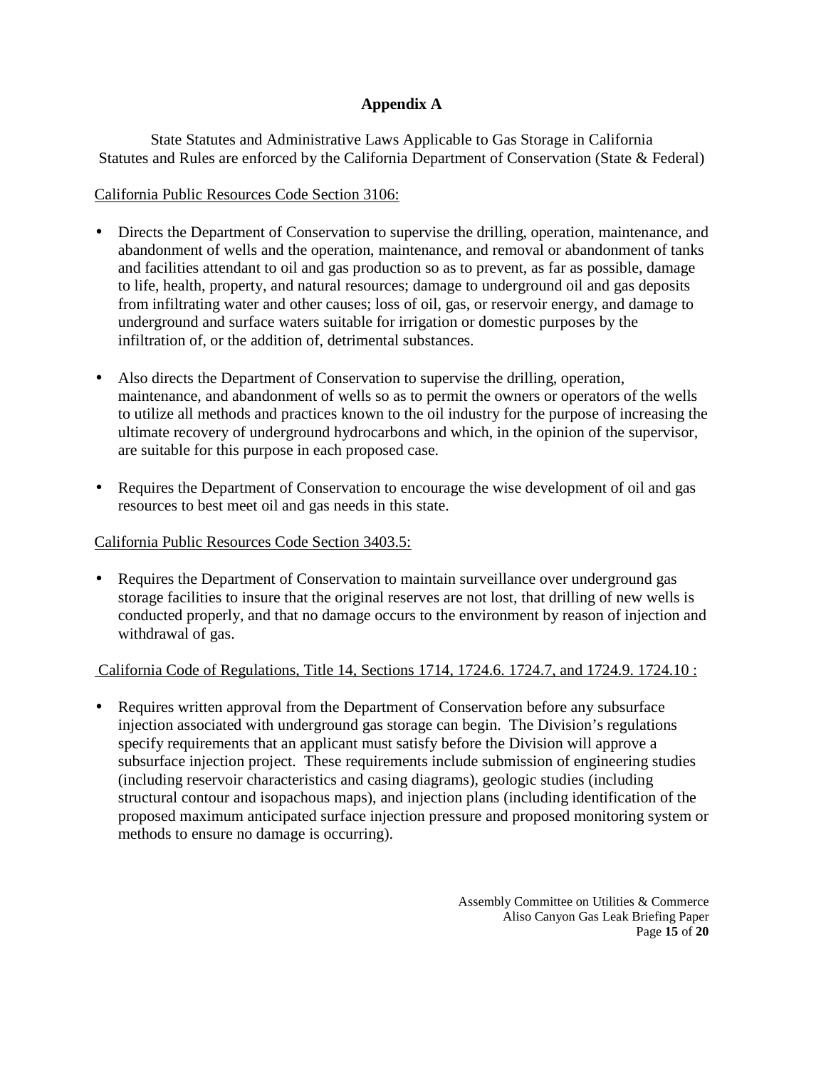# Appendix A

State Statutes and Administrative Laws Applicable to Gas Storage in California
Statutes and Rules are enforced by the California Department of Conservation (State & Federal)

<u>California Public Resources Code Section 3106:</u>

- Directs the Department of Conservation to supervise the drilling, operation, maintenance, and abandonment of wells and the operation, maintenance, and removal or abandonment of tanks and facilities attendant to oil and gas production so as to prevent, as far as possible, damage to life, health, property, and natural resources; damage to underground oil and gas deposits from infiltrating water and other causes; loss of oil, gas, or reservoir energy, and damage to underground and surface waters suitable for irrigation or domestic purposes by the infiltration of, or the addition of, detrimental substances.

- Also directs the Department of Conservation to supervise the drilling, operation, maintenance, and abandonment of wells so as to permit the owners or operators of the wells to utilize all methods and practices known to the oil industry for the purpose of increasing the ultimate recovery of underground hydrocarbons and which, in the opinion of the supervisor, are suitable for this purpose in each proposed case.

- Requires the Department of Conservation to encourage the wise development of oil and gas resources to best meet oil and gas needs in this state.

<u>California Public Resources Code Section 3403.5:</u>

- Requires the Department of Conservation to maintain surveillance over underground gas storage facilities to insure that the original reserves are not lost, that drilling of new wells is conducted properly, and that no damage occurs to the environment by reason of injection and withdrawal of gas.

<u>California Code of Regulations, Title 14, Sections 1714, 1724.6. 1724.7, and 1724.9. 1724.10 :</u>

- Requires written approval from the Department of Conservation before any subsurface injection associated with underground gas storage can begin. The Division's regulations specify requirements that an applicant must satisfy before the Division will approve a subsurface injection project. These requirements include submission of engineering studies (including reservoir characteristics and casing diagrams), geologic studies (including structural contour and isopachous maps), and injection plans (including identification of the proposed maximum anticipated surface injection pressure and proposed monitoring system or methods to ensure no damage is occurring).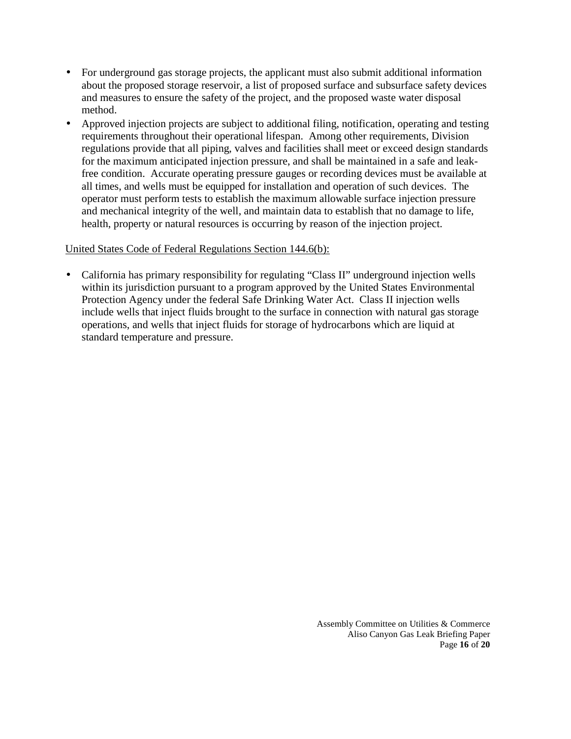- For underground gas storage projects, the applicant must also submit additional information about the proposed storage reservoir, a list of proposed surface and subsurface safety devices and measures to ensure the safety of the project, and the proposed waste water disposal method.
- Approved injection projects are subject to additional filing, notification, operating and testing requirements throughout their operational lifespan. Among other requirements, Division regulations provide that all piping, valves and facilities shall meet or exceed design standards for the maximum anticipated injection pressure, and shall be maintained in a safe and leak-free condition. Accurate operating pressure gauges or recording devices must be available at all times, and wells must be equipped for installation and operation of such devices. The operator must perform tests to establish the maximum allowable surface injection pressure and mechanical integrity of the well, and maintain data to establish that no damage to life, health, property or natural resources is occurring by reason of the injection project.

<u>United States Code of Federal Regulations Section 144.6(b):</u>

- California has primary responsibility for regulating "Class II" underground injection wells within its jurisdiction pursuant to a program approved by the United States Environmental Protection Agency under the federal Safe Drinking Water Act. Class II injection wells include wells that inject fluids brought to the surface in connection with natural gas storage operations, and wells that inject fluids for storage of hydrocarbons which are liquid at standard temperature and pressure.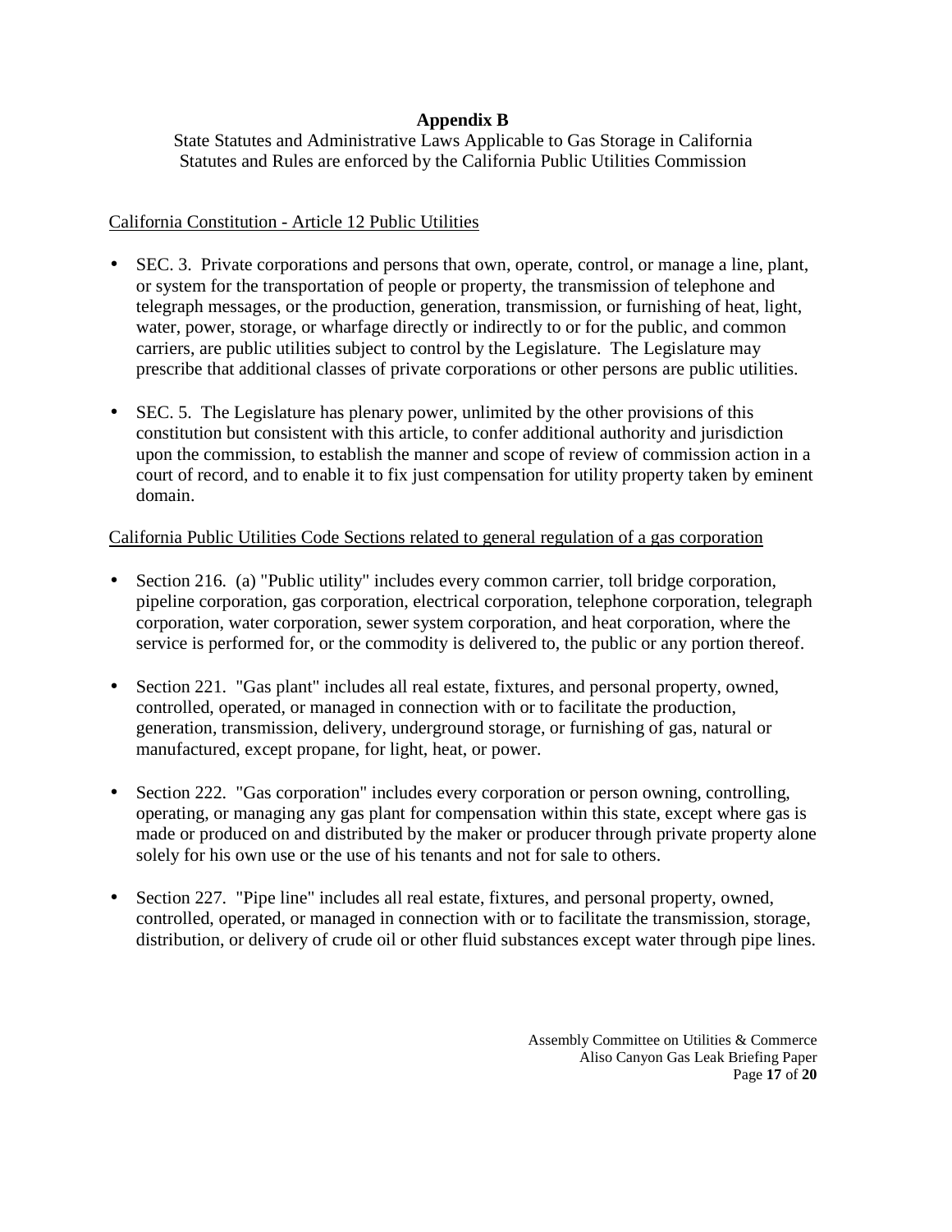## Appendix B

State Statutes and Administrative Laws Applicable to Gas Storage in California
Statutes and Rules are enforced by the California Public Utilities Commission

California Constitution - Article 12 Public Utilities

- SEC. 3. Private corporations and persons that own, operate, control, or manage a line, plant, or system for the transportation of people or property, the transmission of telephone and telegraph messages, or the production, generation, transmission, or furnishing of heat, light, water, power, storage, or wharfage directly or indirectly to or for the public, and common carriers, are public utilities subject to control by the Legislature. The Legislature may prescribe that additional classes of private corporations or other persons are public utilities.

- SEC. 5. The Legislature has plenary power, unlimited by the other provisions of this constitution but consistent with this article, to confer additional authority and jurisdiction upon the commission, to establish the manner and scope of review of commission action in a court of record, and to enable it to fix just compensation for utility property taken by eminent domain.

California Public Utilities Code Sections related to general regulation of a gas corporation

- Section 216. (a) "Public utility" includes every common carrier, toll bridge corporation, pipeline corporation, gas corporation, electrical corporation, telephone corporation, telegraph corporation, water corporation, sewer system corporation, and heat corporation, where the service is performed for, or the commodity is delivered to, the public or any portion thereof.

- Section 221. "Gas plant" includes all real estate, fixtures, and personal property, owned, controlled, operated, or managed in connection with or to facilitate the production, generation, transmission, delivery, underground storage, or furnishing of gas, natural or manufactured, except propane, for light, heat, or power.

- Section 222. "Gas corporation" includes every corporation or person owning, controlling, operating, or managing any gas plant for compensation within this state, except where gas is made or produced on and distributed by the maker or producer through private property alone solely for his own use or the use of his tenants and not for sale to others.

- Section 227. "Pipe line" includes all real estate, fixtures, and personal property, owned, controlled, operated, or managed in connection with or to facilitate the transmission, storage, distribution, or delivery of crude oil or other fluid substances except water through pipe lines.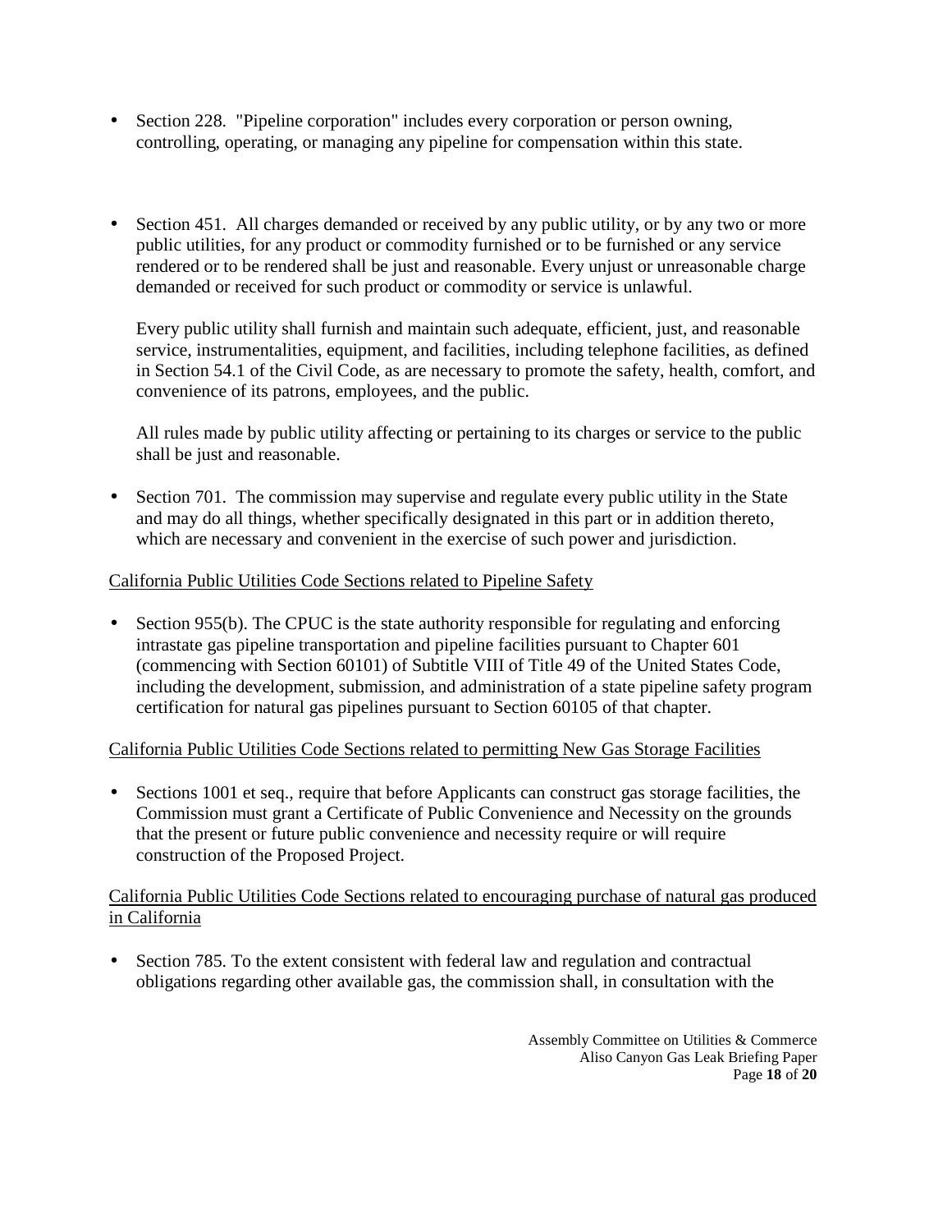- Section 228. "Pipeline corporation" includes every corporation or person owning, controlling, operating, or managing any pipeline for compensation within this state.

- Section 451. All charges demanded or received by any public utility, or by any two or more public utilities, for any product or commodity furnished or to be furnished or any service rendered or to be rendered shall be just and reasonable. Every unjust or unreasonable charge demanded or received for such product or commodity or service is unlawful.

  Every public utility shall furnish and maintain such adequate, efficient, just, and reasonable service, instrumentalities, equipment, and facilities, including telephone facilities, as defined in Section 54.1 of the Civil Code, as are necessary to promote the safety, health, comfort, and convenience of its patrons, employees, and the public.

  All rules made by public utility affecting or pertaining to its charges or service to the public shall be just and reasonable.

- Section 701. The commission may supervise and regulate every public utility in the State and may do all things, whether specifically designated in this part or in addition thereto, which are necessary and convenient in the exercise of such power and jurisdiction.

<u>California Public Utilities Code Sections related to Pipeline Safety</u>

- Section 955(b). The CPUC is the state authority responsible for regulating and enforcing intrastate gas pipeline transportation and pipeline facilities pursuant to Chapter 601 (commencing with Section 60101) of Subtitle VIII of Title 49 of the United States Code, including the development, submission, and administration of a state pipeline safety program certification for natural gas pipelines pursuant to Section 60105 of that chapter.

<u>California Public Utilities Code Sections related to permitting New Gas Storage Facilities</u>

- Sections 1001 et seq., require that before Applicants can construct gas storage facilities, the Commission must grant a Certificate of Public Convenience and Necessity on the grounds that the present or future public convenience and necessity require or will require construction of the Proposed Project.

<u>California Public Utilities Code Sections related to encouraging purchase of natural gas produced in California</u>

- Section 785. To the extent consistent with federal law and regulation and contractual obligations regarding other available gas, the commission shall, in consultation with the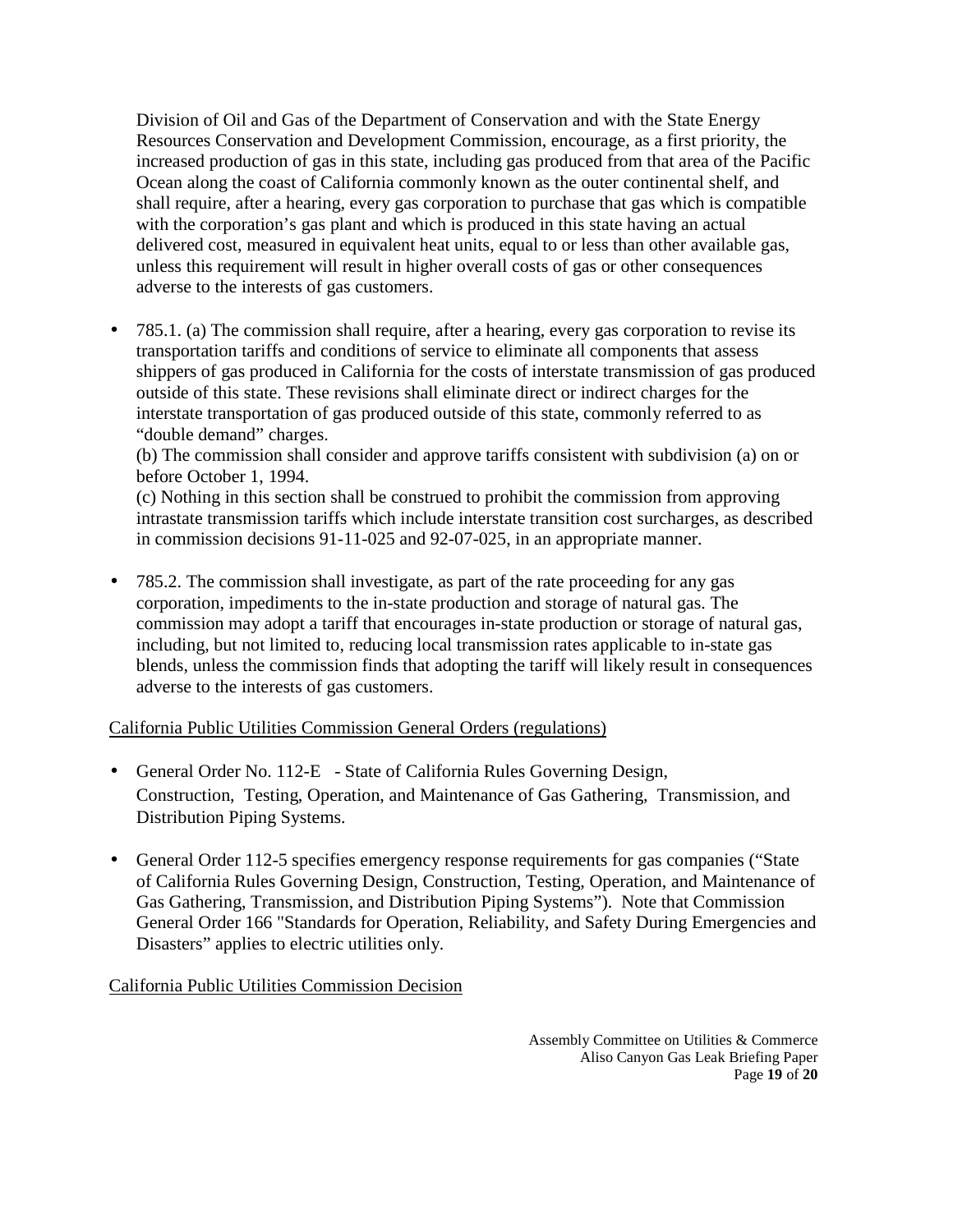Division of Oil and Gas of the Department of Conservation and with the State Energy Resources Conservation and Development Commission, encourage, as a first priority, the increased production of gas in this state, including gas produced from that area of the Pacific Ocean along the coast of California commonly known as the outer continental shelf, and shall require, after a hearing, every gas corporation to purchase that gas which is compatible with the corporation's gas plant and which is produced in this state having an actual delivered cost, measured in equivalent heat units, equal to or less than other available gas, unless this requirement will result in higher overall costs of gas or other consequences adverse to the interests of gas customers.

- 785.1. (a) The commission shall require, after a hearing, every gas corporation to revise its transportation tariffs and conditions of service to eliminate all components that assess shippers of gas produced in California for the costs of interstate transmission of gas produced outside of this state. These revisions shall eliminate direct or indirect charges for the interstate transportation of gas produced outside of this state, commonly referred to as "double demand" charges.
  (b) The commission shall consider and approve tariffs consistent with subdivision (a) on or before October 1, 1994.
  (c) Nothing in this section shall be construed to prohibit the commission from approving intrastate transmission tariffs which include interstate transition cost surcharges, as described in commission decisions 91-11-025 and 92-07-025, in an appropriate manner.

- 785.2. The commission shall investigate, as part of the rate proceeding for any gas corporation, impediments to the in-state production and storage of natural gas. The commission may adopt a tariff that encourages in-state production or storage of natural gas, including, but not limited to, reducing local transmission rates applicable to in-state gas blends, unless the commission finds that adopting the tariff will likely result in consequences adverse to the interests of gas customers.

<u>California Public Utilities Commission General Orders (regulations)</u>

- General Order No. 112-E - State of California Rules Governing Design, Construction, Testing, Operation, and Maintenance of Gas Gathering, Transmission, and Distribution Piping Systems.

- General Order 112-5 specifies emergency response requirements for gas companies ("State of California Rules Governing Design, Construction, Testing, Operation, and Maintenance of Gas Gathering, Transmission, and Distribution Piping Systems"). Note that Commission General Order 166 "Standards for Operation, Reliability, and Safety During Emergencies and Disasters" applies to electric utilities only.

<u>California Public Utilities Commission Decision</u>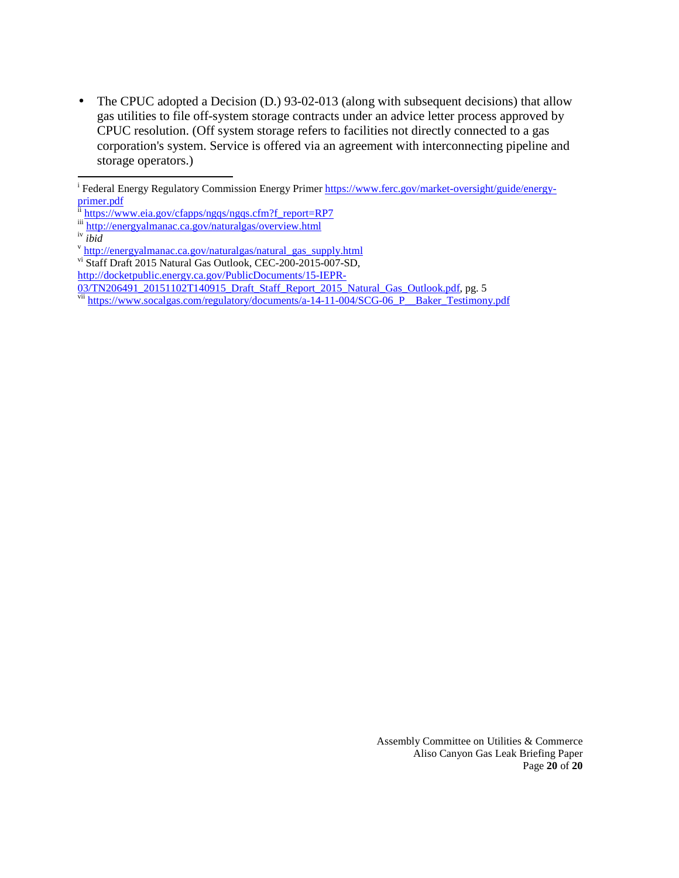- The CPUC adopted a Decision (D.) 93-02-013 (along with subsequent decisions) that allow gas utilities to file off-system storage contracts under an advice letter process approved by CPUC resolution. (Off system storage refers to facilities not directly connected to a gas corporation's system. Service is offered via an agreement with interconnecting pipeline and storage operators.)

---

[i] Federal Energy Regulatory Commission Energy Primer https://www.ferc.gov/market-oversight/guide/energy-primer.pdf

[ii] https://www.eia.gov/cfapps/ngqs/ngqs.cfm?f_report=RP7

[iii] http://energyalmanac.ca.gov/naturalgas/overview.html

[iv] *ibid*

[v] http://energyalmanac.ca.gov/naturalgas/natural_gas_supply.html

[vi] Staff Draft 2015 Natural Gas Outlook, CEC-200-2015-007-SD, http://docketpublic.energy.ca.gov/PublicDocuments/15-IEPR-03/TN206491_20151102T140915_Draft_Staff_Report_2015_Natural_Gas_Outlook.pdf, pg. 5

[vii] https://www.socalgas.com/regulatory/documents/a-14-11-004/SCG-06_P__Baker_Testimony.pdf